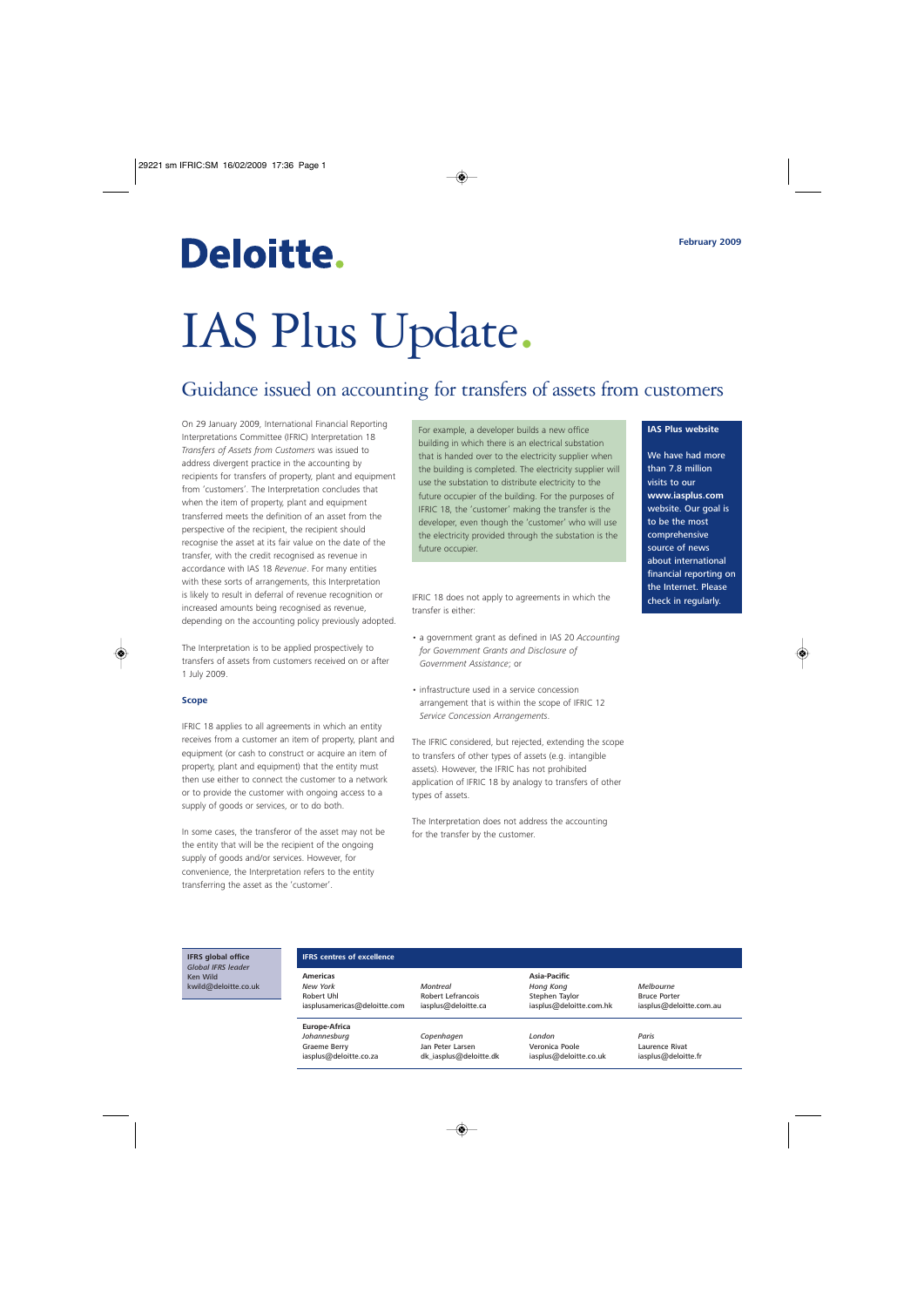February 2009

Deloitte.

# IAS Plus Update.

## Guidance issued on accounting for transfers of assets from customers

On 29 January 2009, International Financial Reporting Interpretations Committee (IFRIC) Interpretation 18 *Transfers of Assets from Customers* was issued to address divergent practice in the accounting by recipients for transfers of property, plant and equipment from 'customers'. The Interpretation concludes that when the item of property, plant and equipment transferred meets the definition of an asset from the perspective of the recipient, the recipient should recognise the asset at its fair value on the date of the transfer, with the credit recognised as revenue in accordance with IAS 18 *Revenue*. For many entities with these sorts of arrangements, this Interpretation is likely to result in deferral of revenue recognition or increased amounts being recognised as revenue, depending on the accounting policy previously adopted.

The Interpretation is to be applied prospectively to transfers of assets from customers received on or after 1 July 2009.

### Scope

IFRIC 18 applies to all agreements in which an entity receives from a customer an item of property, plant and equipment (or cash to construct or acquire an item of property, plant and equipment) that the entity must then use either to connect the customer to a network or to provide the customer with ongoing access to a supply of goods or services, or to do both.

In some cases, the transferor of the asset may not be the entity that will be the recipient of the ongoing supply of goods and/or services. However, for convenience, the Interpretation refers to the entity transferring the asset as the 'customer'.

For example, a developer builds a new office building in which there is an electrical substation that is handed over to the electricity supplier when the building is completed. The electricity supplier will use the substation to distribute electricity to the future occupier of the building. For the purposes of IFRIC 18, the 'customer' making the transfer is the developer, even though the 'customer' who will use the electricity provided through the substation is the future occupier.

IFRIC 18 does not apply to agreements in which the transfer is either:

- a government grant as defined in IAS 20 *Accounting for Government Grants and Disclosure of Government Assistance*; or
- infrastructure used in a service concession arrangement that is within the scope of IFRIC 12 *Service Concession Arrangements*.

The IFRIC considered, but rejected, extending the scope to transfers of other types of assets (e.g. intangible assets). However, the IFRIC has not prohibited application of IFRIC 18 by analogy to transfers of other types of assets.

The Interpretation does not address the accounting for the transfer by the customer.

**IAS Plus website**

We have had more than 7.8 million visits to our **www.iasplus.com** website. Our goal is to be the most comprehensive source of news about international financial reporting on the Internet. Please check in regularly.

**IFRS global office**
*Global IFRS leader*
Ken Wild
kwild@deloitte.co.uk

**IFRS centres of excellence**

| | | | |
|---|---|---|---|
| **Americas** | | **Asia-Pacific** | |
| *New York* | *Montreal* | *Hong Kong* | *Melbourne* |
| Robert Uhl | Robert Lefrancois | Stephen Taylor | Bruce Porter |
| iasplusamericas@deloitte.com | iasplus@deloitte.ca | iasplus@deloitte.com.hk | iasplus@deloitte.com.au |
| **Europe-Africa** | | | |
| *Johannesburg* | *Copenhagen* | *London* | *Paris* |
| Graeme Berry | Jan Peter Larsen | Veronica Poole | Laurence Rivat |
| iasplus@deloitte.co.za | dk_iasplus@deloitte.dk | iasplus@deloitte.co.uk | iasplus@deloitte.fr |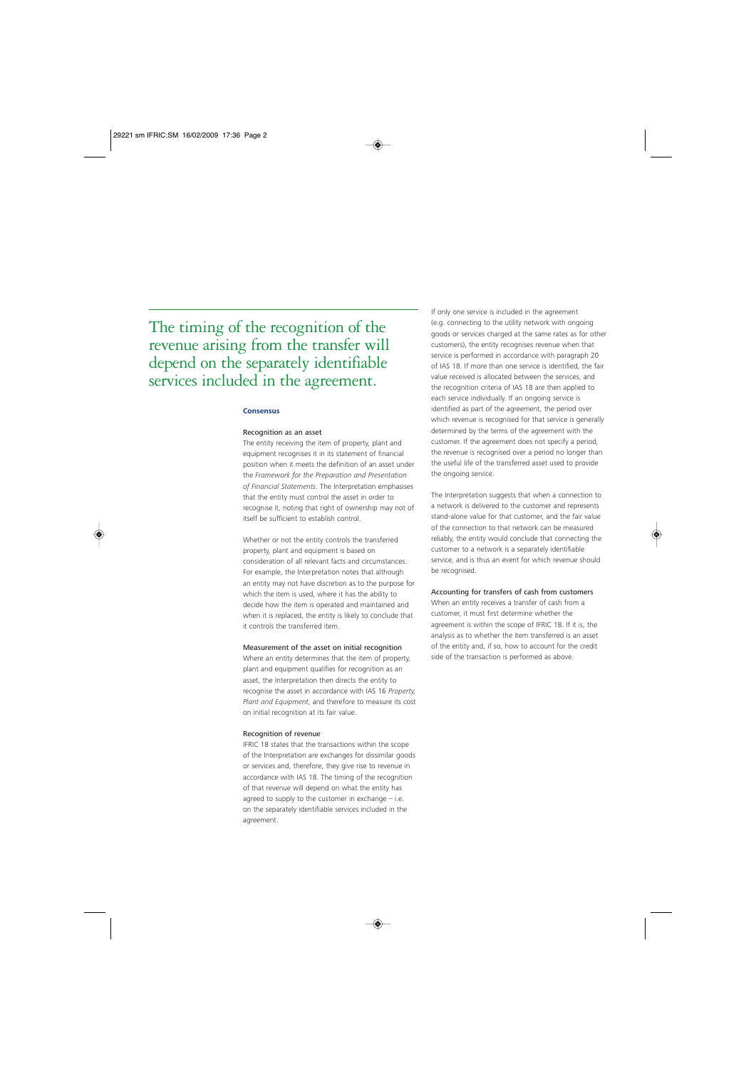> The timing of the recognition of the revenue arising from the transfer will depend on the separately identifiable services included in the agreement.

**Consensus**

#### Recognition as an asset

The entity receiving the item of property, plant and equipment recognises it in its statement of financial position when it meets the definition of an asset under the *Framework for the Preparation and Presentation of Financial Statements*. The Interpretation emphasises that the entity must control the asset in order to recognise it, noting that right of ownership may not of itself be sufficient to establish control.

Whether or not the entity controls the transferred property, plant and equipment is based on consideration of all relevant facts and circumstances. For example, the Interpretation notes that although an entity may not have discretion as to the purpose for which the item is used, where it has the ability to decide how the item is operated and maintained and when it is replaced, the entity is likely to conclude that it controls the transferred item.

#### Measurement of the asset on initial recognition

Where an entity determines that the item of property, plant and equipment qualifies for recognition as an asset, the Interpretation then directs the entity to recognise the asset in accordance with IAS 16 *Property, Plant and Equipment*, and therefore to measure its cost on initial recognition at its fair value.

#### Recognition of revenue

IFRIC 18 states that the transactions within the scope of the Interpretation are exchanges for dissimilar goods or services and, therefore, they give rise to revenue in accordance with IAS 18. The timing of the recognition of that revenue will depend on what the entity has agreed to supply to the customer in exchange – i.e. on the separately identifiable services included in the agreement.

If only one service is included in the agreement (e.g. connecting to the utility network with ongoing goods or services charged at the same rates as for other customers), the entity recognises revenue when that service is performed in accordance with paragraph 20 of IAS 18. If more than one service is identified, the fair value received is allocated between the services, and the recognition criteria of IAS 18 are then applied to each service individually. If an ongoing service is identified as part of the agreement, the period over which revenue is recognised for that service is generally determined by the terms of the agreement with the customer. If the agreement does not specify a period, the revenue is recognised over a period no longer than the useful life of the transferred asset used to provide the ongoing service.

The Interpretation suggests that when a connection to a network is delivered to the customer and represents stand-alone value for that customer, and the fair value of the connection to that network can be measured reliably, the entity would conclude that connecting the customer to a network is a separately identifiable service, and is thus an event for which revenue should be recognised.

#### Accounting for transfers of cash from customers

When an entity receives a transfer of cash from a customer, it must first determine whether the agreement is within the scope of IFRIC 18. If it is, the analysis as to whether the item transferred is an asset of the entity and, if so, how to account for the credit side of the transaction is performed as above.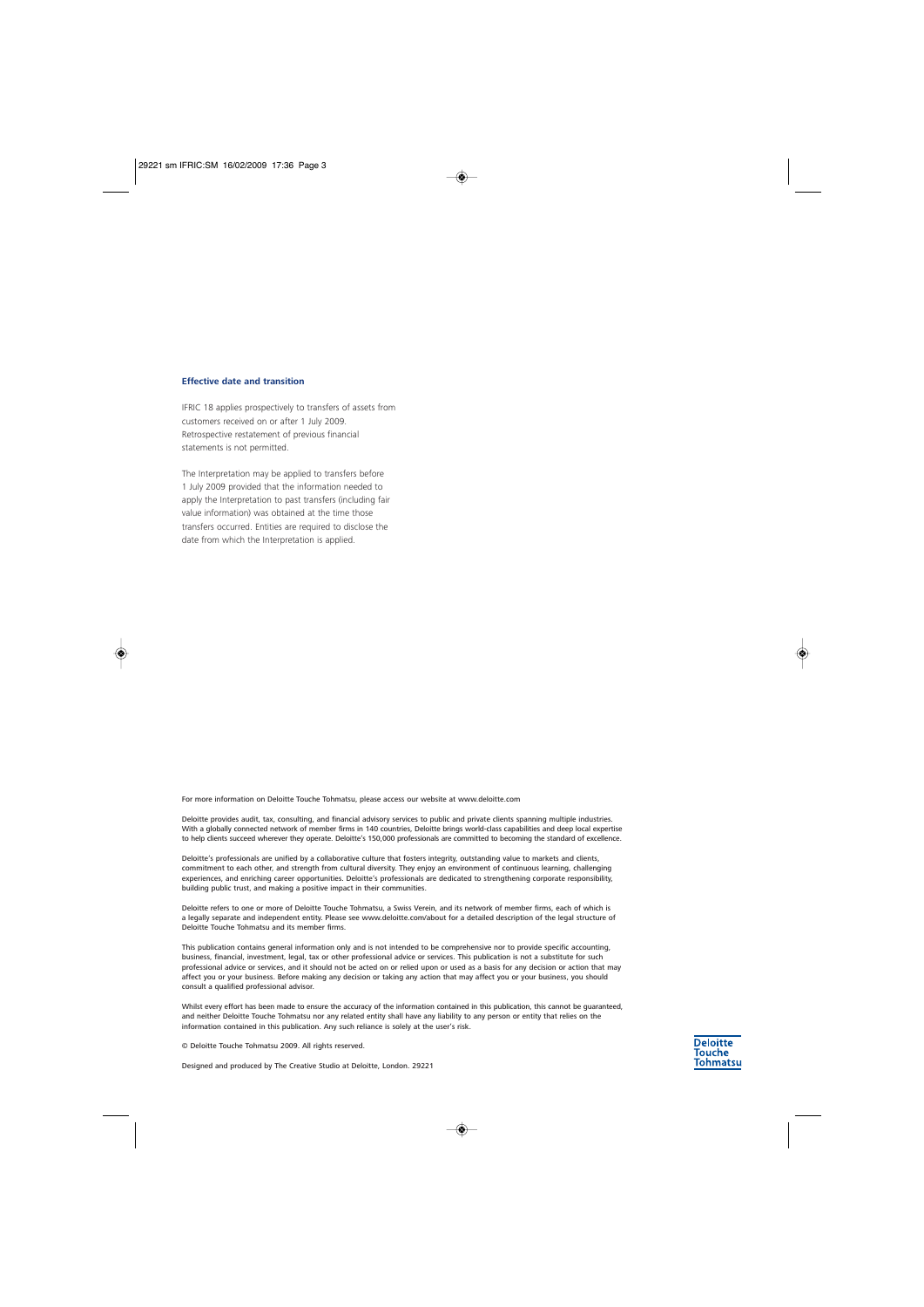### Effective date and transition

IFRIC 18 applies prospectively to transfers of assets from customers received on or after 1 July 2009. Retrospective restatement of previous financial statements is not permitted.

The Interpretation may be applied to transfers before 1 July 2009 provided that the information needed to apply the Interpretation to past transfers (including fair value information) was obtained at the time those transfers occurred. Entities are required to disclose the date from which the Interpretation is applied.

For more information on Deloitte Touche Tohmatsu, please access our website at www.deloitte.com

Deloitte provides audit, tax, consulting, and financial advisory services to public and private clients spanning multiple industries. With a globally connected network of member firms in 140 countries, Deloitte brings world-class capabilities and deep local expertise to help clients succeed wherever they operate. Deloitte's 150,000 professionals are committed to becoming the standard of excellence.

Deloitte's professionals are unified by a collaborative culture that fosters integrity, outstanding value to markets and clients, commitment to each other, and strength from cultural diversity. They enjoy an environment of continuous learning, challenging experiences, and enriching career opportunities. Deloitte's professionals are dedicated to strengthening corporate responsibility, building public trust, and making a positive impact in their communities.

Deloitte refers to one or more of Deloitte Touche Tohmatsu, a Swiss Verein, and its network of member firms, each of which is a legally separate and independent entity. Please see www.deloitte.com/about for a detailed description of the legal structure of Deloitte Touche Tohmatsu and its member firms.

This publication contains general information only and is not intended to be comprehensive nor to provide specific accounting, business, financial, investment, legal, tax or other professional advice or services. This publication is not a substitute for such professional advice or services, and it should not be acted on or relied upon or used as a basis for any decision or action that may affect you or your business. Before making any decision or taking any action that may affect you or your business, you should consult a qualified professional advisor.

Whilst every effort has been made to ensure the accuracy of the information contained in this publication, this cannot be guaranteed, and neither Deloitte Touche Tohmatsu nor any related entity shall have any liability to any person or entity that relies on the information contained in this publication. Any such reliance is solely at the user's risk.

© Deloitte Touche Tohmatsu 2009. All rights reserved.

Designed and produced by The Creative Studio at Deloitte, London. 29221

Deloitte Touche Tohmatsu